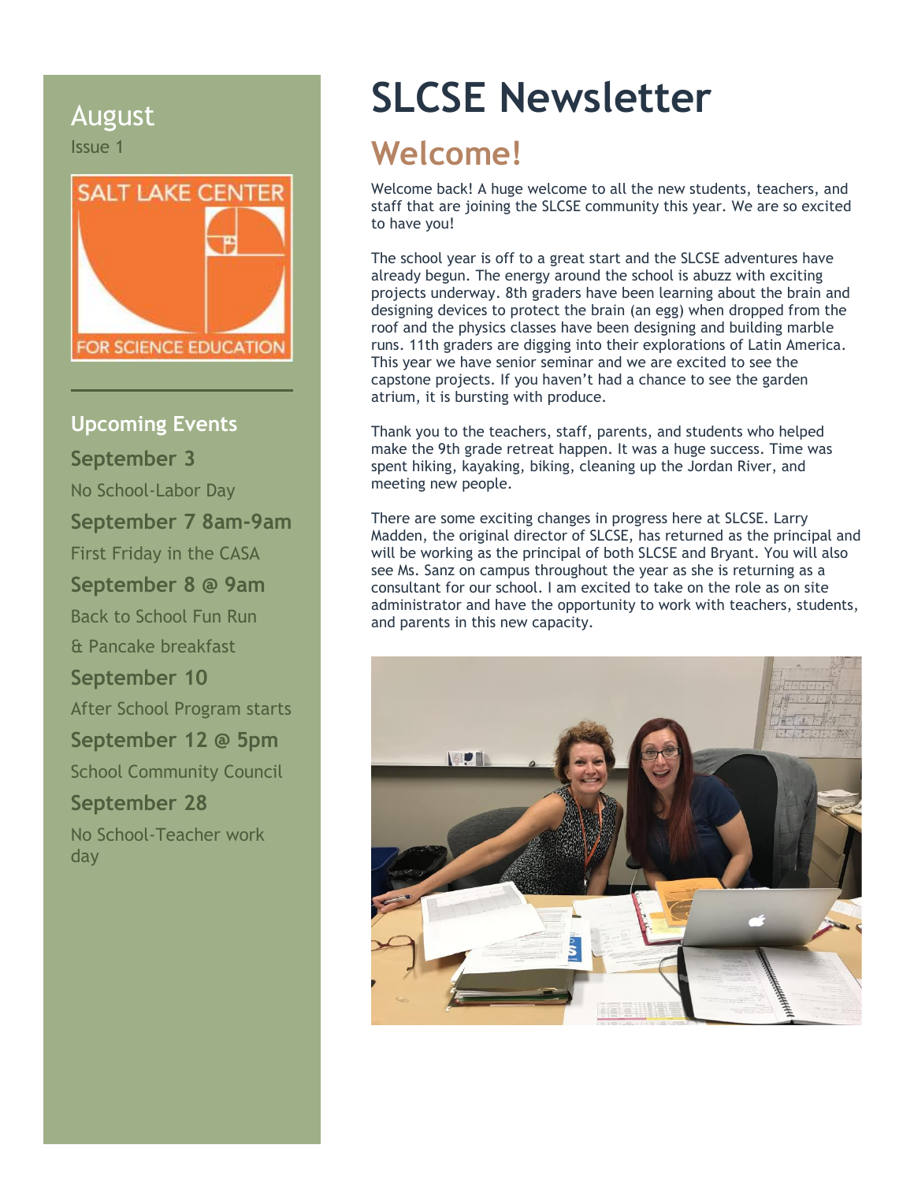August

Issue 1

SALT LAKE CENTER FOR SCIENCE EDUCATION

## Upcoming Events

**September 3**

No School-Labor Day

**September 7 8am-9am**

First Friday in the CASA

**September 8 @ 9am**

Back to School Fun Run & Pancake breakfast

**September 10**

After School Program starts

**September 12 @ 5pm**

School Community Council

**September 28**

No School-Teacher work day

# SLCSE Newsletter

## Welcome!

Welcome back! A huge welcome to all the new students, teachers, and staff that are joining the SLCSE community this year. We are so excited to have you!

The school year is off to a great start and the SLCSE adventures have already begun. The energy around the school is abuzz with exciting projects underway. 8th graders have been learning about the brain and designing devices to protect the brain (an egg) when dropped from the roof and the physics classes have been designing and building marble runs. 11th graders are digging into their explorations of Latin America. This year we have senior seminar and we are excited to see the capstone projects. If you haven't had a chance to see the garden atrium, it is bursting with produce.

Thank you to the teachers, staff, parents, and students who helped make the 9th grade retreat happen. It was a huge success. Time was spent hiking, kayaking, biking, cleaning up the Jordan River, and meeting new people.

There are some exciting changes in progress here at SLCSE. Larry Madden, the original director of SLCSE, has returned as the principal and will be working as the principal of both SLCSE and Bryant. You will also see Ms. Sanz on campus throughout the year as she is returning as a consultant for our school. I am excited to take on the role as on site administrator and have the opportunity to work with teachers, students, and parents in this new capacity.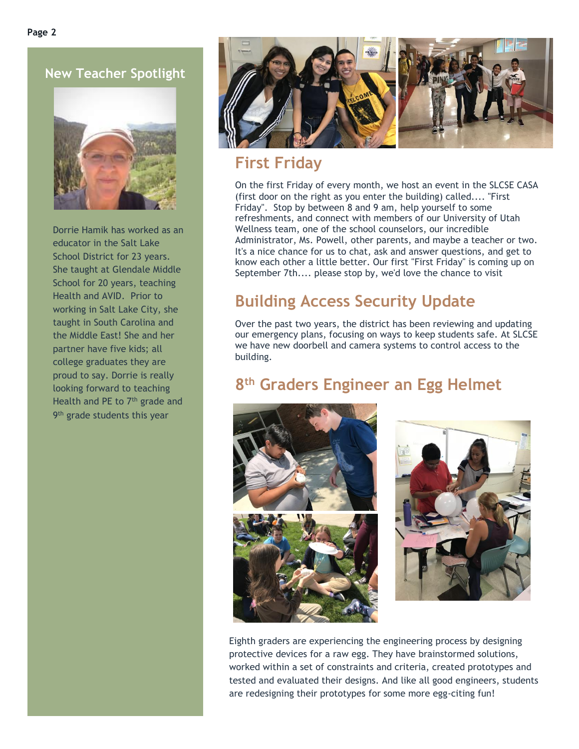## New Teacher Spotlight

Dorrie Hamik has worked as an educator in the Salt Lake School District for 23 years. She taught at Glendale Middle School for 20 years, teaching Health and AVID. Prior to working in Salt Lake City, she taught in South Carolina and the Middle East! She and her partner have five kids; all college graduates they are proud to say. Dorrie is really looking forward to teaching Health and PE to 7th grade and 9th grade students this year

## First Friday

On the first Friday of every month, we host an event in the SLCSE CASA (first door on the right as you enter the building) called.... "First Friday". Stop by between 8 and 9 am, help yourself to some refreshments, and connect with members of our University of Utah Wellness team, one of the school counselors, our incredible Administrator, Ms. Powell, other parents, and maybe a teacher or two. It's a nice chance for us to chat, ask and answer questions, and get to know each other a little better. Our first "First Friday" is coming up on September 7th.... please stop by, we'd love the chance to visit

## Building Access Security Update

Over the past two years, the district has been reviewing and updating our emergency plans, focusing on ways to keep students safe. At SLCSE we have new doorbell and camera systems to control access to the building.

## 8th Graders Engineer an Egg Helmet

Eighth graders are experiencing the engineering process by designing protective devices for a raw egg. They have brainstormed solutions, worked within a set of constraints and criteria, created prototypes and tested and evaluated their designs. And like all good engineers, students are redesigning their prototypes for some more egg-citing fun!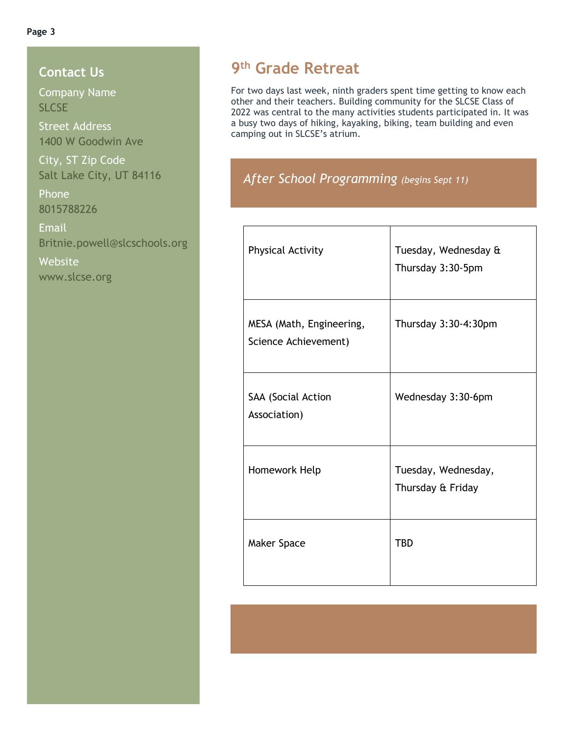## Contact Us

Company Name
SLCSE

Street Address
1400 W Goodwin Ave

City, ST Zip Code
Salt Lake City, UT 84116

Phone
8015788226

Email
Britnie.powell@slcschools.org

Website
www.slcse.org

## 9th Grade Retreat

For two days last week, ninth graders spent time getting to know each other and their teachers. Building community for the SLCSE Class of 2022 was central to the many activities students participated in. It was a busy two days of hiking, kayaking, biking, team building and even camping out in SLCSE's atrium.

### *After School Programming* *(begins Sept 11)*

| | |
|---|---|
| Physical Activity | Tuesday, Wednesday & Thursday 3:30-5pm |
| MESA (Math, Engineering, Science Achievement) | Thursday 3:30-4:30pm |
| SAA (Social Action Association) | Wednesday 3:30-6pm |
| Homework Help | Tuesday, Wednesday, Thursday & Friday |
| Maker Space | TBD |